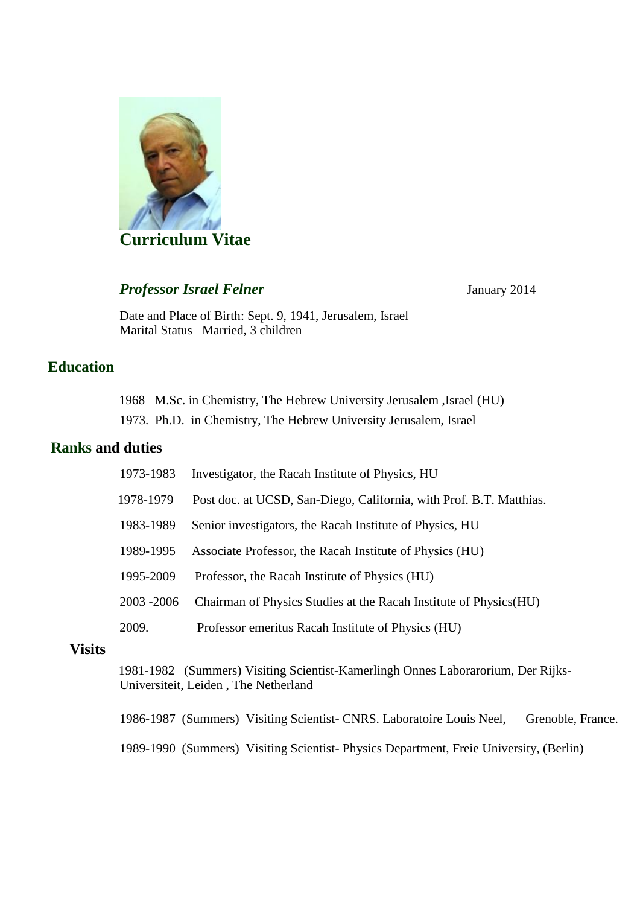# Curriculum Vitae

***Professor Israel Felner*** January 2014

Date and Place of Birth: Sept. 9, 1941, Jerusalem, Israel
Marital Status Married, 3 children

## Education

1968 M.Sc. in Chemistry, The Hebrew University Jerusalem ,Israel (HU)

1973. Ph.D. in Chemistry, The Hebrew University Jerusalem, Israel

## Ranks and duties

1973-1983 Investigator, the Racah Institute of Physics, HU

1978-1979 Post doc. at UCSD, San-Diego, California, with Prof. B.T. Matthias.

1983-1989 Senior investigators, the Racah Institute of Physics, HU

1989-1995 Associate Professor, the Racah Institute of Physics (HU)

1995-2009 Professor, the Racah Institute of Physics (HU)

2003 -2006 Chairman of Physics Studies at the Racah Institute of Physics(HU)

2009. Professor emeritus Racah Institute of Physics (HU)

## Visits

1981-1982 (Summers) Visiting Scientist-Kamerlingh Onnes Laborarorium, Der Rijks-Universiteit, Leiden , The Netherland

1986-1987 (Summers) Visiting Scientist- CNRS. Laboratoire Louis Neel, Grenoble, France.

1989-1990 (Summers) Visiting Scientist- Physics Department, Freie University, (Berlin)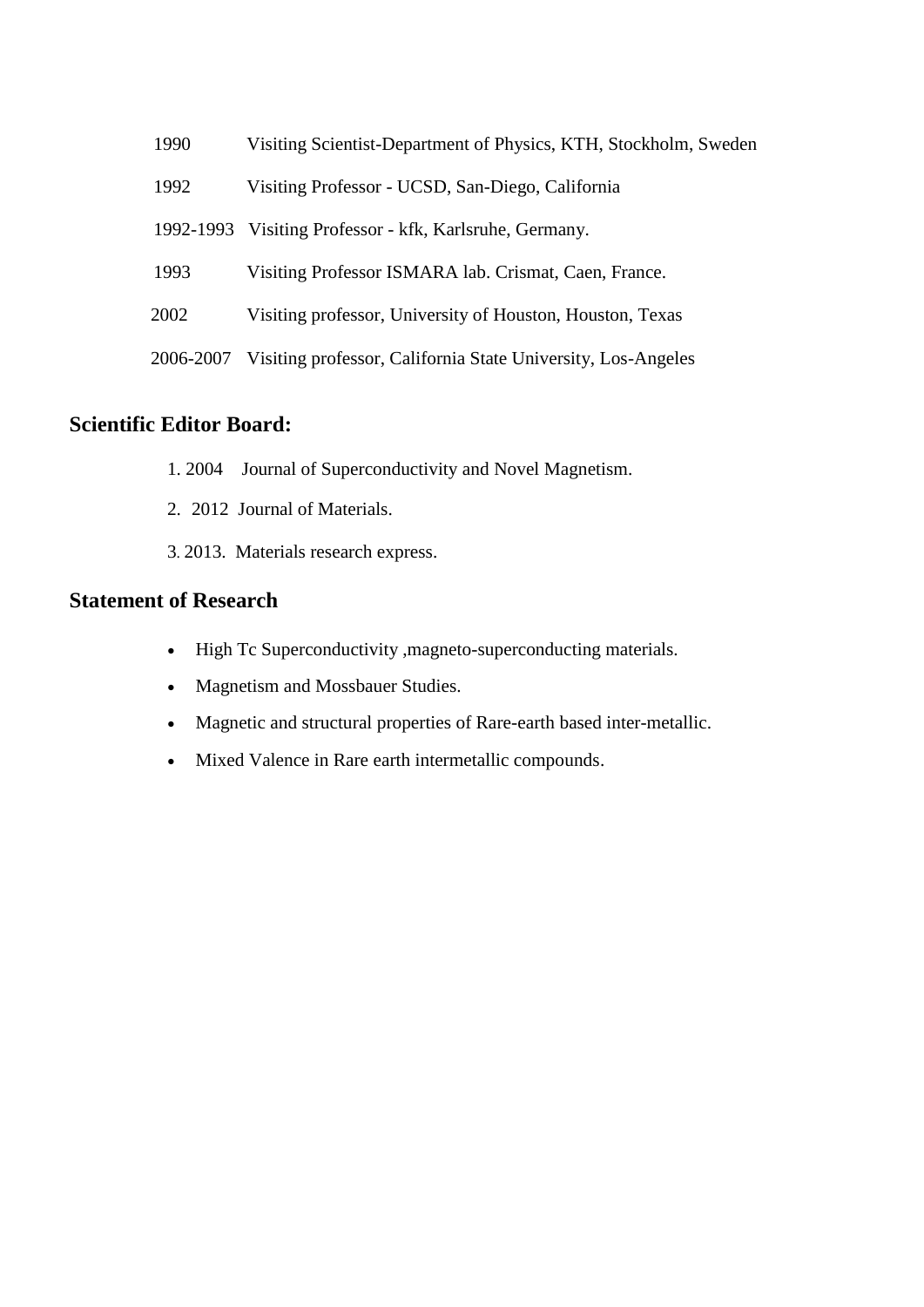1990 Visiting Scientist-Department of Physics, KTH, Stockholm, Sweden

1992 Visiting Professor - UCSD, San-Diego, California

1992-1993 Visiting Professor - kfk, Karlsruhe, Germany.

1993 Visiting Professor ISMARA lab. Crismat, Caen, France.

2002 Visiting professor, University of Houston, Houston, Texas

2006-2007 Visiting professor, California State University, Los-Angeles

## Scientific Editor Board:

1. 2004 Journal of Superconductivity and Novel Magnetism.
2. 2012 Journal of Materials.
3. 2013. Materials research express.

## Statement of Research

- High Tc Superconductivity ,magneto-superconducting materials.
- Magnetism and Mossbauer Studies.
- Magnetic and structural properties of Rare-earth based inter-metallic.
- Mixed Valence in Rare earth intermetallic compounds.